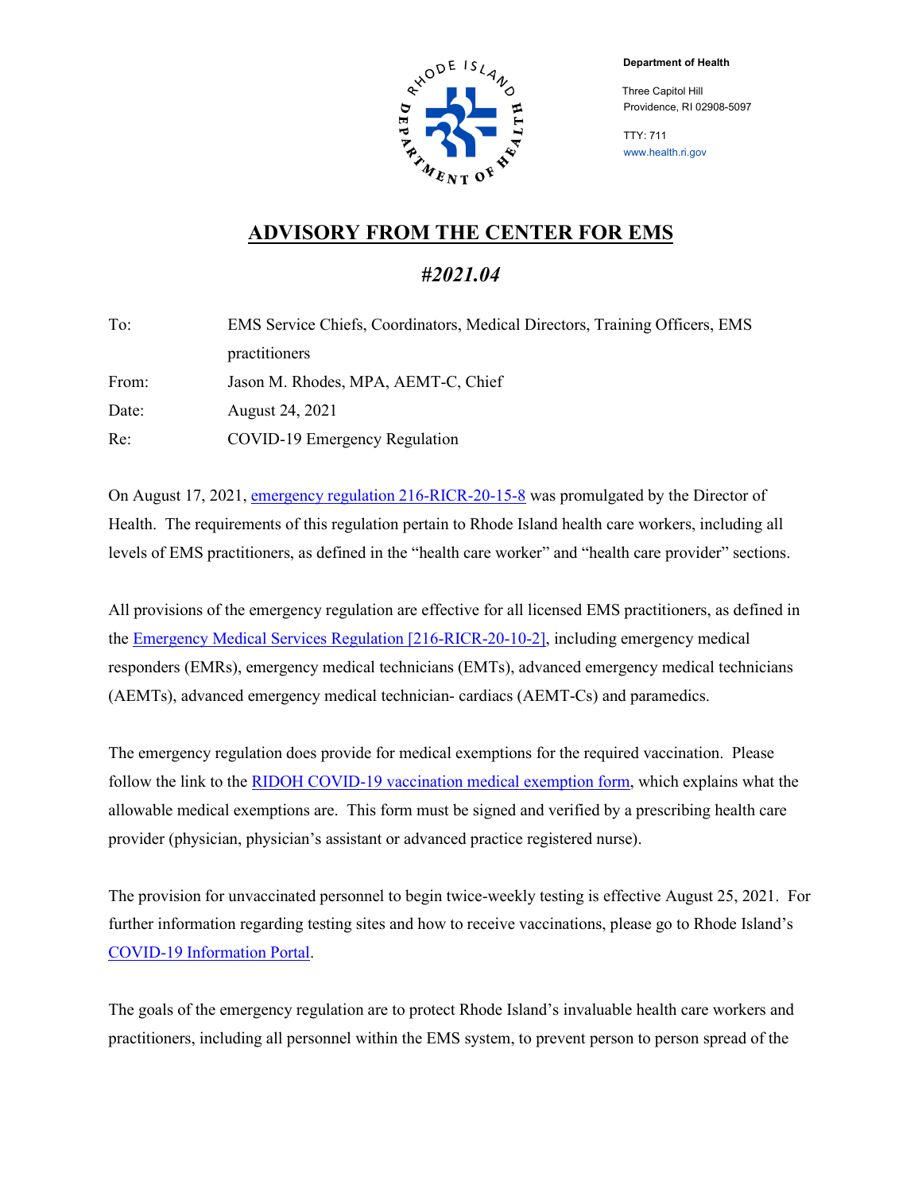**Department of Health**

Three Capitol Hill
Providence, RI 02908-5097

TTY: 711
www.health.ri.gov

# ADVISORY FROM THE CENTER FOR EMS

## *#2021.04*

To: EMS Service Chiefs, Coordinators, Medical Directors, Training Officers, EMS practitioners

From: Jason M. Rhodes, MPA, AEMT-C, Chief

Date: August 24, 2021

Re: COVID-19 Emergency Regulation

On August 17, 2021, emergency regulation 216-RICR-20-15-8 was promulgated by the Director of Health. The requirements of this regulation pertain to Rhode Island health care workers, including all levels of EMS practitioners, as defined in the "health care worker" and "health care provider" sections.

All provisions of the emergency regulation are effective for all licensed EMS practitioners, as defined in the Emergency Medical Services Regulation [216-RICR-20-10-2], including emergency medical responders (EMRs), emergency medical technicians (EMTs), advanced emergency medical technicians (AEMTs), advanced emergency medical technician- cardiacs (AEMT-Cs) and paramedics.

The emergency regulation does provide for medical exemptions for the required vaccination. Please follow the link to the RIDOH COVID-19 vaccination medical exemption form, which explains what the allowable medical exemptions are. This form must be signed and verified by a prescribing health care provider (physician, physician's assistant or advanced practice registered nurse).

The provision for unvaccinated personnel to begin twice-weekly testing is effective August 25, 2021. For further information regarding testing sites and how to receive vaccinations, please go to Rhode Island's COVID-19 Information Portal.

The goals of the emergency regulation are to protect Rhode Island's invaluable health care workers and practitioners, including all personnel within the EMS system, to prevent person to person spread of the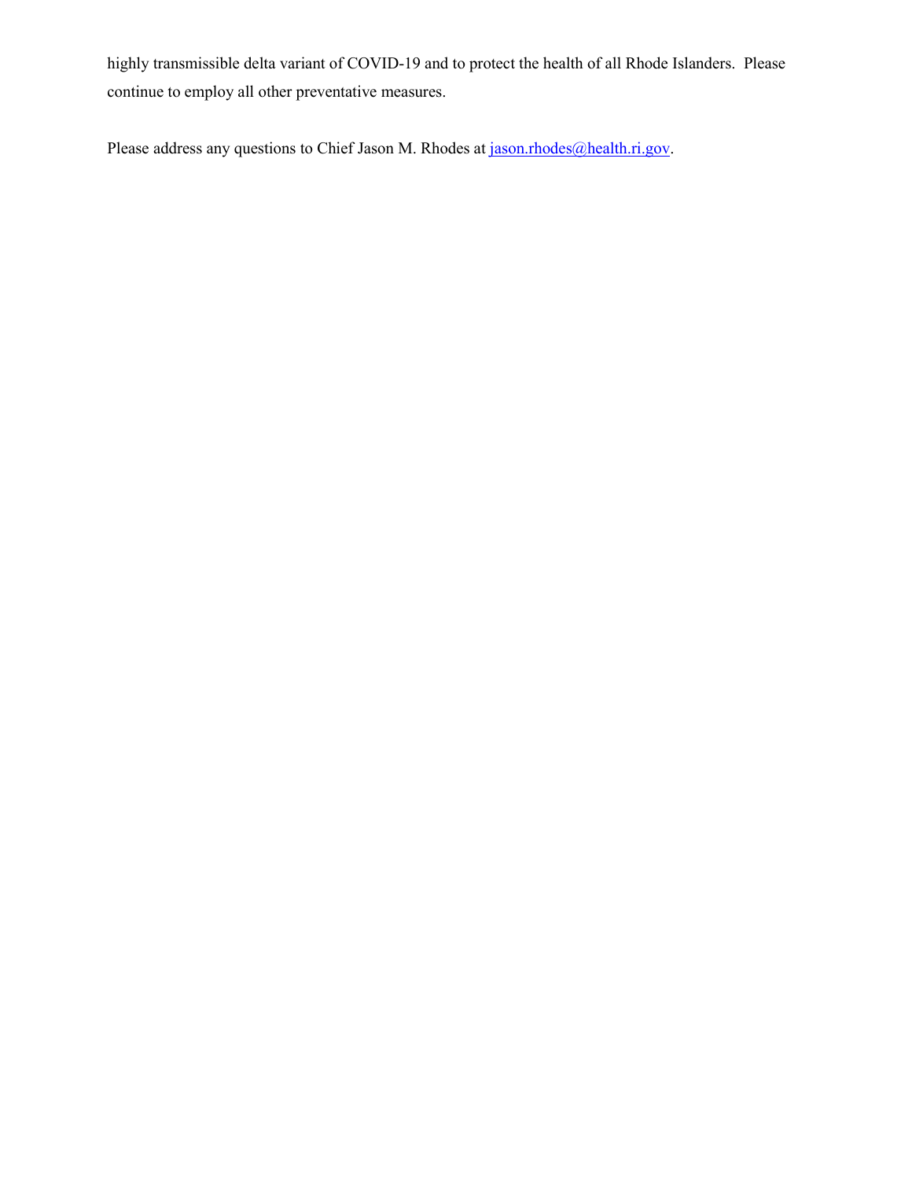highly transmissible delta variant of COVID-19 and to protect the health of all Rhode Islanders. Please continue to employ all other preventative measures.

Please address any questions to Chief Jason M. Rhodes at [jason.rhodes@health.ri.gov](mailto:jason.rhodes@health.ri.gov).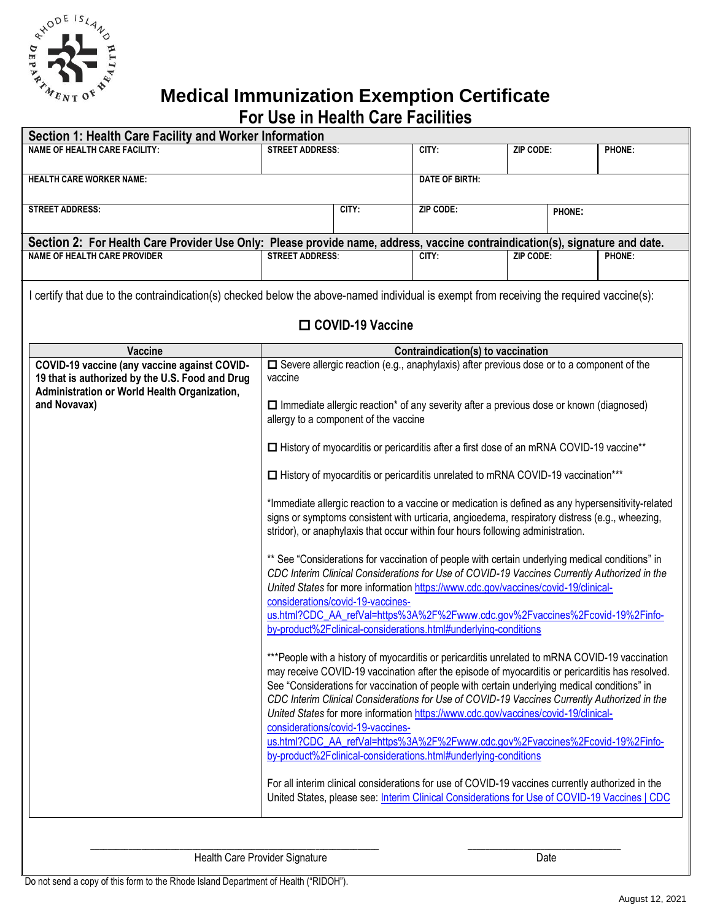# Medical Immunization Exemption Certificate

## For Use in Health Care Facilities

**Section 1: Health Care Facility and Worker Information**

| NAME OF HEALTH CARE FACILITY: | STREET ADDRESS: | CITY: | ZIP CODE: | PHONE: |
|---|---|---|---|---|
| | | | | |

| HEALTH CARE WORKER NAME: | DATE OF BIRTH: |
|---|---|
| | |

| STREET ADDRESS: | CITY: | ZIP CODE: | PHONE: |
|---|---|---|---|
| | | | |

**Section 2: For Health Care Provider Use Only: Please provide name, address, vaccine contraindication(s), signature and date.**

| NAME OF HEALTH CARE PROVIDER | STREET ADDRESS: | CITY: | ZIP CODE: | PHONE: |
|---|---|---|---|---|
| | | | | |

I certify that due to the contraindication(s) checked below the above-named individual is exempt from receiving the required vaccine(s):

☐ **COVID-19 Vaccine**

| Vaccine | Contraindication(s) to vaccination |
|---|---|
| **COVID-19 vaccine (any vaccine against COVID-19 that is authorized by the U.S. Food and Drug Administration or World Health Organization, and Novavax)** | ☐ Severe allergic reaction (e.g., anaphylaxis) after previous dose or to a component of the vaccine<br><br>☐ Immediate allergic reaction* of any severity after a previous dose or known (diagnosed) allergy to a component of the vaccine<br><br>☐ History of myocarditis or pericarditis after a first dose of an mRNA COVID-19 vaccine**<br><br>☐ History of myocarditis or pericarditis unrelated to mRNA COVID-19 vaccination***<br><br>*Immediate allergic reaction to a vaccine or medication is defined as any hypersensitivity-related signs or symptoms consistent with urticaria, angioedema, respiratory distress (e.g., wheezing, stridor), or anaphylaxis that occur within four hours following administration.<br><br>** See "Considerations for vaccination of people with certain underlying medical conditions" in *CDC Interim Clinical Considerations for Use of COVID-19 Vaccines Currently Authorized in the United States* for more information https://www.cdc.gov/vaccines/covid-19/clinical-considerations/covid-19-vaccines-us.html?CDC_AA_refVal=https%3A%2F%2Fwww.cdc.gov%2Fvaccines%2Fcovid-19%2Finfo-by-product%2Fclinical-considerations.html#underlying-conditions<br><br>***People with a history of myocarditis or pericarditis unrelated to mRNA COVID-19 vaccination may receive COVID-19 vaccination after the episode of myocarditis or pericarditis has resolved. See "Considerations for vaccination of people with certain underlying medical conditions" in *CDC Interim Clinical Considerations for Use of COVID-19 Vaccines Currently Authorized in the United States* for more information https://www.cdc.gov/vaccines/covid-19/clinical-considerations/covid-19-vaccines-us.html?CDC_AA_refVal=https%3A%2F%2Fwww.cdc.gov%2Fvaccines%2Fcovid-19%2Finfo-by-product%2Fclinical-considerations.html#underlying-conditions<br><br>For all interim clinical considerations for use of COVID-19 vaccines currently authorized in the United States, please see: Interim Clinical Considerations for Use of COVID-19 Vaccines \| CDC |

_______________________________________ Health Care Provider Signature

_______________________ Date

Do not send a copy of this form to the Rhode Island Department of Health ("RIDOH").

August 12, 2021